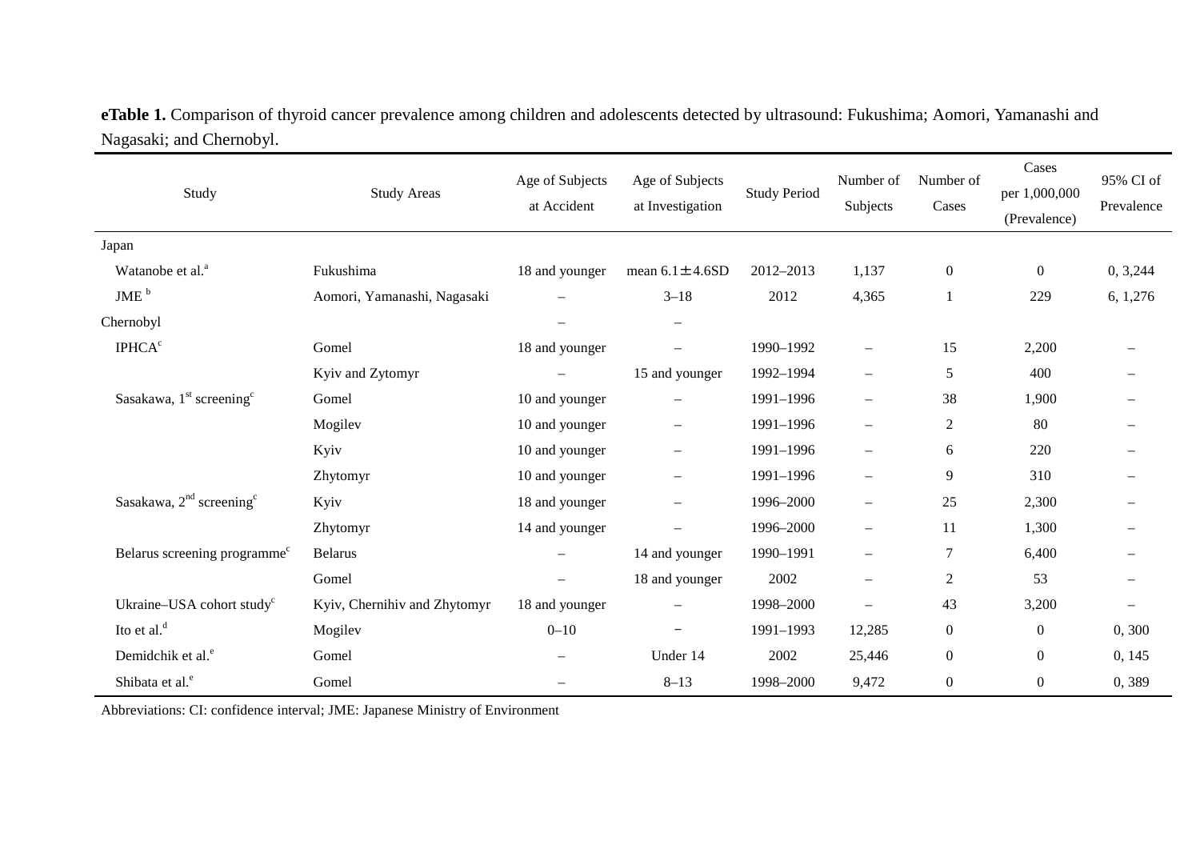**eTable 1.** Comparison of thyroid cancer prevalence among children and adolescents detected by ultrasound: Fukushima; Aomori, Yamanashi and Nagasaki; and Chernobyl.

| Study | Study Areas | Age of Subjects at Accident | Age of Subjects at Investigation | Study Period | Number of Subjects | Number of Cases | Cases per 1,000,000 (Prevalence) | 95% CI of Prevalence |
|---|---|---|---|---|---|---|---|---|
| Japan | | | | | | | | |
| Watanobe et al.[a] | Fukushima | 18 and younger | mean 6.1±4.6SD | 2012–2013 | 1,137 | 0 | 0 | 0, 3,244 |
| JME [b] | Aomori, Yamanashi, Nagasaki | – | 3–18 | 2012 | 4,365 | 1 | 229 | 6, 1,276 |
| Chernobyl | | – | – | | | | | |
| IPHCA[c] | Gomel | 18 and younger | – | 1990–1992 | – | 15 | 2,200 | – |
| | Kyiv and Zytomyr | – | 15 and younger | 1992–1994 | – | 5 | 400 | – |
| Sasakawa, 1st screening[c] | Gomel | 10 and younger | – | 1991–1996 | – | 38 | 1,900 | – |
| | Mogilev | 10 and younger | – | 1991–1996 | – | 2 | 80 | – |
| | Kyiv | 10 and younger | – | 1991–1996 | – | 6 | 220 | – |
| | Zhytomyr | 10 and younger | – | 1991–1996 | – | 9 | 310 | – |
| Sasakawa, 2nd screening[c] | Kyiv | 18 and younger | – | 1996–2000 | – | 25 | 2,300 | – |
| | Zhytomyr | 14 and younger | – | 1996–2000 | – | 11 | 1,300 | – |
| Belarus screening programme[c] | Belarus | – | 14 and younger | 1990–1991 | – | 7 | 6,400 | – |
| | Gomel | – | 18 and younger | 2002 | – | 2 | 53 | – |
| Ukraine–USA cohort study[c] | Kyiv, Chernihiv and Zhytomyr | 18 and younger | – | 1998–2000 | – | 43 | 3,200 | – |
| Ito et al.[d] | Mogilev | 0–10 | – | 1991–1993 | 12,285 | 0 | 0 | 0, 300 |
| Demidchik et al.[e] | Gomel | – | Under 14 | 2002 | 25,446 | 0 | 0 | 0, 145 |
| Shibata et al.[e] | Gomel | – | 8–13 | 1998–2000 | 9,472 | 0 | 0 | 0, 389 |

Abbreviations: CI: confidence interval; JME: Japanese Ministry of Environment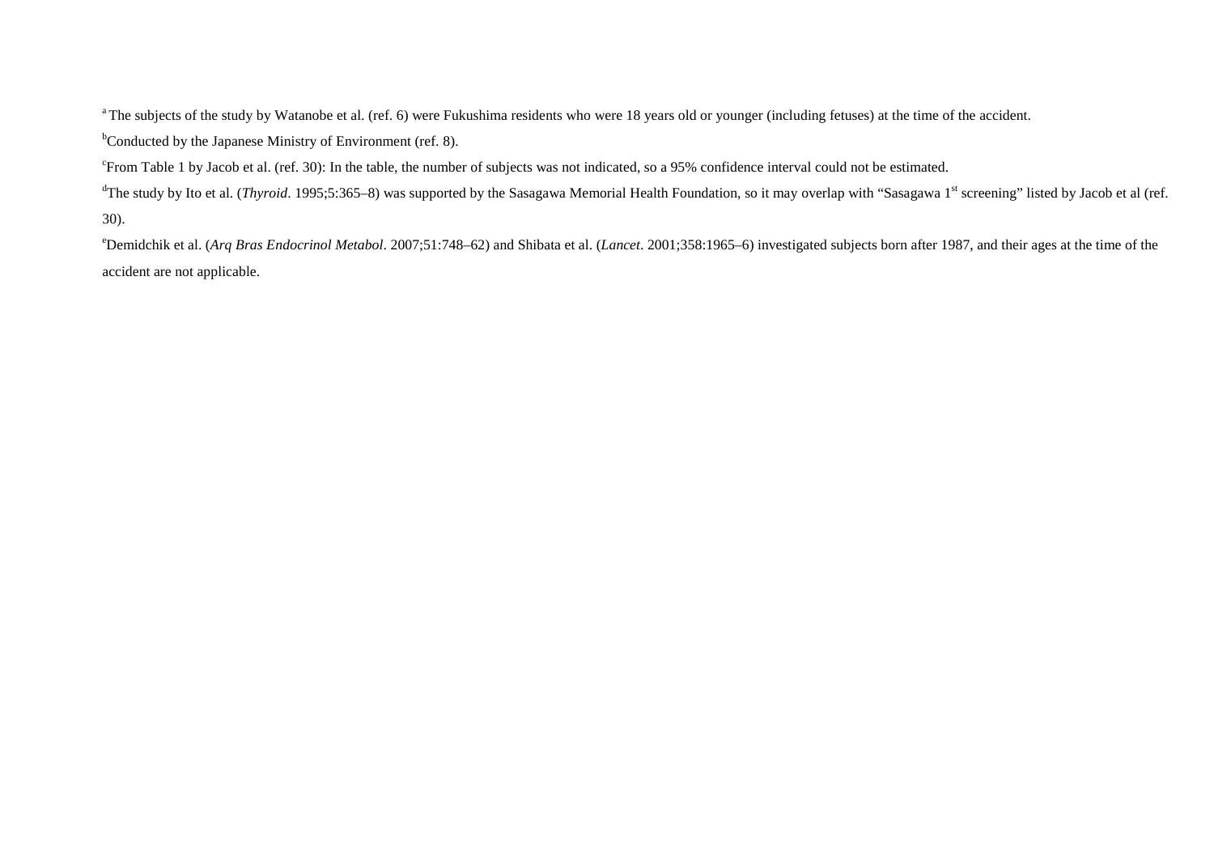[a] The subjects of the study by Watanobe et al. (ref. 6) were Fukushima residents who were 18 years old or younger (including fetuses) at the time of the accident.

[b] Conducted by the Japanese Ministry of Environment (ref. 8).

[c] From Table 1 by Jacob et al. (ref. 30): In the table, the number of subjects was not indicated, so a 95% confidence interval could not be estimated.

[d] The study by Ito et al. (*Thyroid*. 1995;5:365–8) was supported by the Sasagawa Memorial Health Foundation, so it may overlap with "Sasagawa 1st screening" listed by Jacob et al (ref. 30).

[e] Demidchik et al. (*Arq Bras Endocrinol Metabol*. 2007;51:748–62) and Shibata et al. (*Lancet*. 2001;358:1965–6) investigated subjects born after 1987, and their ages at the time of the accident are not applicable.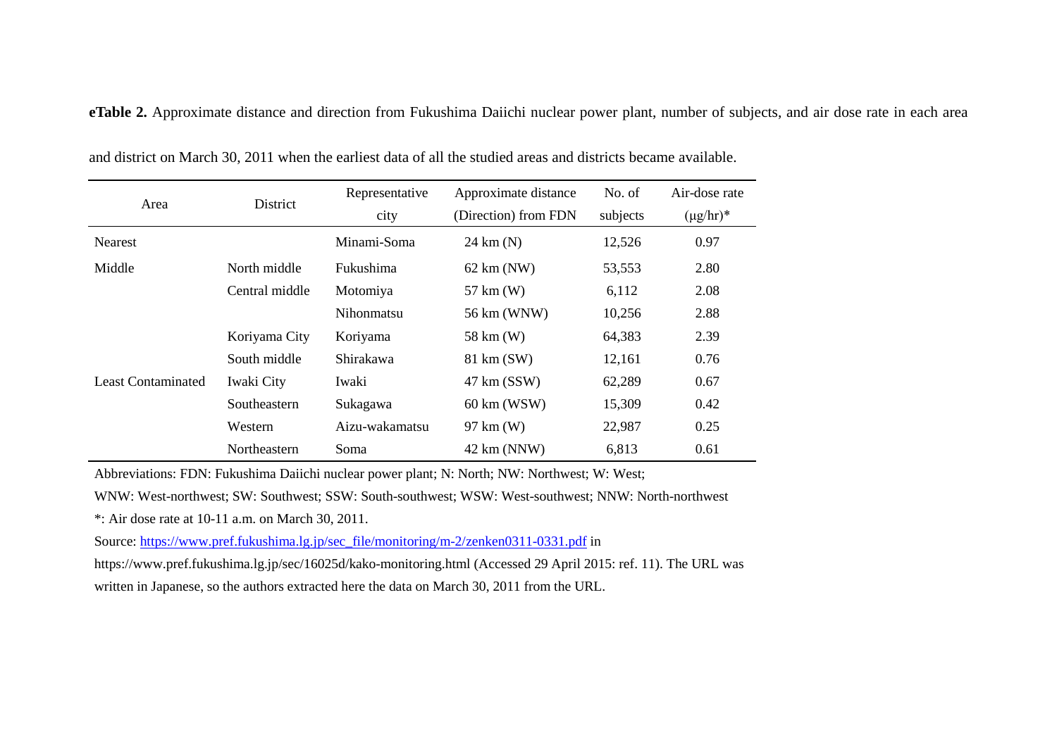**eTable 2.** Approximate distance and direction from Fukushima Daiichi nuclear power plant, number of subjects, and air dose rate in each area and district on March 30, 2011 when the earliest data of all the studied areas and districts became available.

| Area | District | Representative city | Approximate distance (Direction) from FDN | No. of subjects | Air-dose rate (μg/hr)* |
|---|---|---|---|---|---|
| Nearest | | Minami-Soma | 24 km (N) | 12,526 | 0.97 |
| Middle | North middle | Fukushima | 62 km (NW) | 53,553 | 2.80 |
| | Central middle | Motomiya | 57 km (W) | 6,112 | 2.08 |
| | | Nihonmatsu | 56 km (WNW) | 10,256 | 2.88 |
| | Koriyama City | Koriyama | 58 km (W) | 64,383 | 2.39 |
| | South middle | Shirakawa | 81 km (SW) | 12,161 | 0.76 |
| Least Contaminated | Iwaki City | Iwaki | 47 km (SSW) | 62,289 | 0.67 |
| | Southeastern | Sukagawa | 60 km (WSW) | 15,309 | 0.42 |
| | Western | Aizu-wakamatsu | 97 km (W) | 22,987 | 0.25 |
| | Northeastern | Soma | 42 km (NNW) | 6,813 | 0.61 |

Abbreviations: FDN: Fukushima Daiichi nuclear power plant; N: North; NW: Northwest; W: West; WNW: West-northwest; SW: Southwest; SSW: South-southwest; WSW: West-southwest; NNW: North-northwest

*: Air dose rate at 10-11 a.m. on March 30, 2011.

Source: https://www.pref.fukushima.lg.jp/sec_file/monitoring/m-2/zenken0311-0331.pdf in https://www.pref.fukushima.lg.jp/sec/16025d/kako-monitoring.html (Accessed 29 April 2015: ref. 11). The URL was written in Japanese, so the authors extracted here the data on March 30, 2011 from the URL.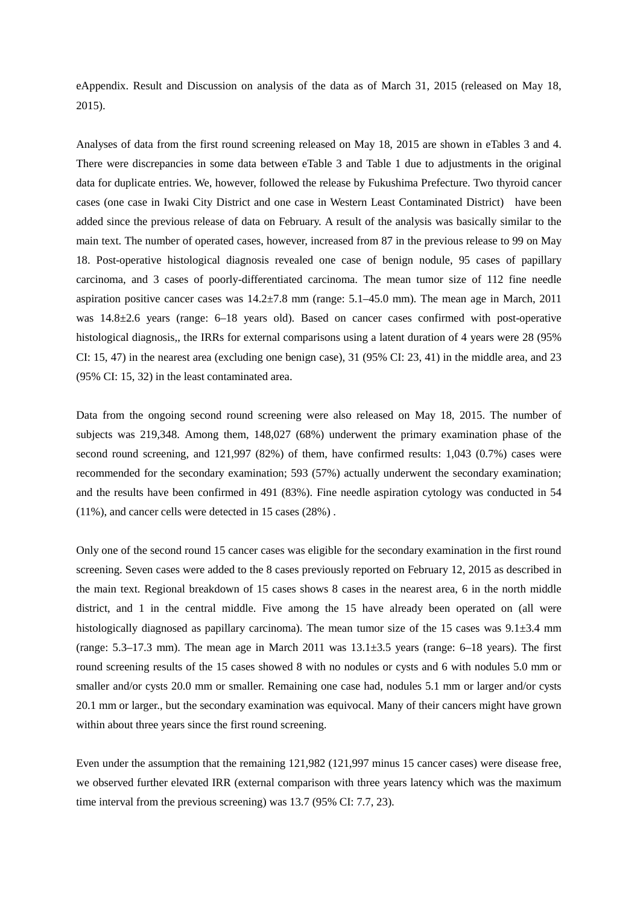eAppendix. Result and Discussion on analysis of the data as of March 31, 2015 (released on May 18, 2015).

Analyses of data from the first round screening released on May 18, 2015 are shown in eTables 3 and 4. There were discrepancies in some data between eTable 3 and Table 1 due to adjustments in the original data for duplicate entries. We, however, followed the release by Fukushima Prefecture. Two thyroid cancer cases (one case in Iwaki City District and one case in Western Least Contaminated District) have been added since the previous release of data on February. A result of the analysis was basically similar to the main text. The number of operated cases, however, increased from 87 in the previous release to 99 on May 18. Post-operative histological diagnosis revealed one case of benign nodule, 95 cases of papillary carcinoma, and 3 cases of poorly-differentiated carcinoma. The mean tumor size of 112 fine needle aspiration positive cancer cases was 14.2±7.8 mm (range: 5.1–45.0 mm). The mean age in March, 2011 was 14.8±2.6 years (range: 6–18 years old). Based on cancer cases confirmed with post-operative histological diagnosis,, the IRRs for external comparisons using a latent duration of 4 years were 28 (95% CI: 15, 47) in the nearest area (excluding one benign case), 31 (95% CI: 23, 41) in the middle area, and 23 (95% CI: 15, 32) in the least contaminated area.

Data from the ongoing second round screening were also released on May 18, 2015. The number of subjects was 219,348. Among them, 148,027 (68%) underwent the primary examination phase of the second round screening, and 121,997 (82%) of them, have confirmed results: 1,043 (0.7%) cases were recommended for the secondary examination; 593 (57%) actually underwent the secondary examination; and the results have been confirmed in 491 (83%). Fine needle aspiration cytology was conducted in 54 (11%), and cancer cells were detected in 15 cases (28%) .

Only one of the second round 15 cancer cases was eligible for the secondary examination in the first round screening. Seven cases were added to the 8 cases previously reported on February 12, 2015 as described in the main text. Regional breakdown of 15 cases shows 8 cases in the nearest area, 6 in the north middle district, and 1 in the central middle. Five among the 15 have already been operated on (all were histologically diagnosed as papillary carcinoma). The mean tumor size of the 15 cases was 9.1±3.4 mm (range: 5.3–17.3 mm). The mean age in March 2011 was 13.1±3.5 years (range: 6–18 years). The first round screening results of the 15 cases showed 8 with no nodules or cysts and 6 with nodules 5.0 mm or smaller and/or cysts 20.0 mm or smaller. Remaining one case had, nodules 5.1 mm or larger and/or cysts 20.1 mm or larger., but the secondary examination was equivocal. Many of their cancers might have grown within about three years since the first round screening.

Even under the assumption that the remaining 121,982 (121,997 minus 15 cancer cases) were disease free, we observed further elevated IRR (external comparison with three years latency which was the maximum time interval from the previous screening) was 13.7 (95% CI: 7.7, 23).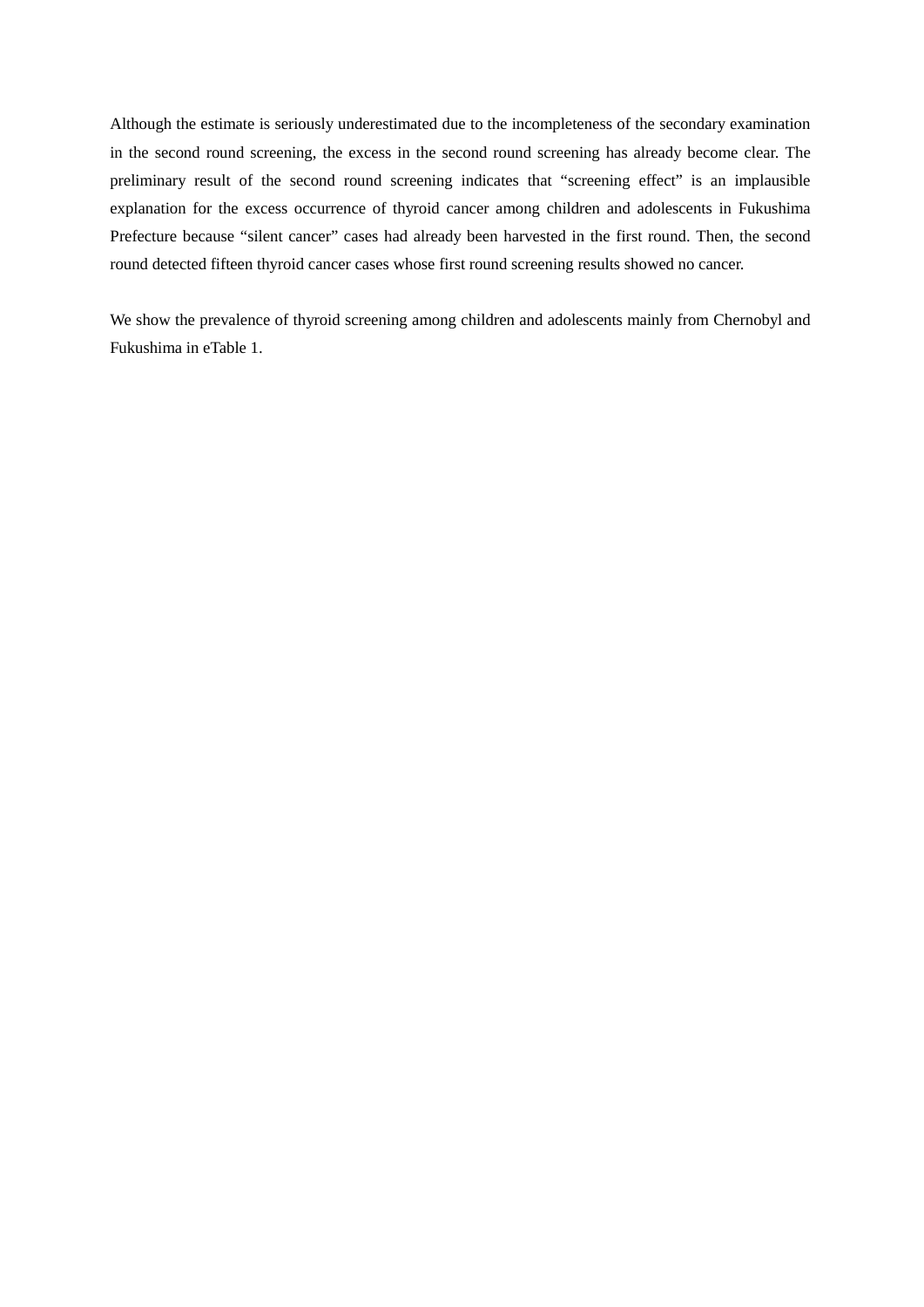Although the estimate is seriously underestimated due to the incompleteness of the secondary examination in the second round screening, the excess in the second round screening has already become clear. The preliminary result of the second round screening indicates that “screening effect” is an implausible explanation for the excess occurrence of thyroid cancer among children and adolescents in Fukushima Prefecture because “silent cancer” cases had already been harvested in the first round. Then, the second round detected fifteen thyroid cancer cases whose first round screening results showed no cancer.

We show the prevalence of thyroid screening among children and adolescents mainly from Chernobyl and Fukushima in eTable 1.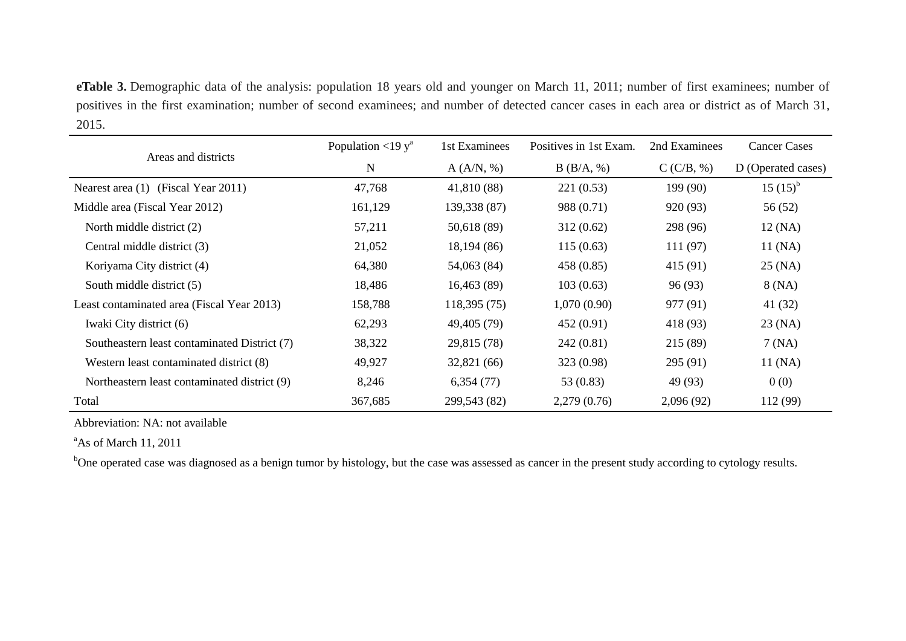**eTable 3.** Demographic data of the analysis: population 18 years old and younger on March 11, 2011; number of first examinees; number of positives in the first examination; number of second examinees; and number of detected cancer cases in each area or district as of March 31, 2015.

| Areas and districts | Population <19 y[a] | 1st Examinees | Positives in 1st Exam. | 2nd Examinees | Cancer Cases |
|---|---|---|---|---|---|
| | N | A (A/N, %) | B (B/A, %) | C (C/B, %) | D (Operated cases) |
| Nearest area (1) (Fiscal Year 2011) | 47,768 | 41,810 (88) | 221 (0.53) | 199 (90) | 15 (15)[b] |
| Middle area (Fiscal Year 2012) | 161,129 | 139,338 (87) | 988 (0.71) | 920 (93) | 56 (52) |
| North middle district (2) | 57,211 | 50,618 (89) | 312 (0.62) | 298 (96) | 12 (NA) |
| Central middle district (3) | 21,052 | 18,194 (86) | 115 (0.63) | 111 (97) | 11 (NA) |
| Koriyama City district (4) | 64,380 | 54,063 (84) | 458 (0.85) | 415 (91) | 25 (NA) |
| South middle district (5) | 18,486 | 16,463 (89) | 103 (0.63) | 96 (93) | 8 (NA) |
| Least contaminated area (Fiscal Year 2013) | 158,788 | 118,395 (75) | 1,070 (0.90) | 977 (91) | 41 (32) |
| Iwaki City district (6) | 62,293 | 49,405 (79) | 452 (0.91) | 418 (93) | 23 (NA) |
| Southeastern least contaminated District (7) | 38,322 | 29,815 (78) | 242 (0.81) | 215 (89) | 7 (NA) |
| Western least contaminated district (8) | 49,927 | 32,821 (66) | 323 (0.98) | 295 (91) | 11 (NA) |
| Northeastern least contaminated district (9) | 8,246 | 6,354 (77) | 53 (0.83) | 49 (93) | 0 (0) |
| Total | 367,685 | 299,543 (82) | 2,279 (0.76) | 2,096 (92) | 112 (99) |

Abbreviation: NA: not available

[a]As of March 11, 2011

[b]One operated case was diagnosed as a benign tumor by histology, but the case was assessed as cancer in the present study according to cytology results.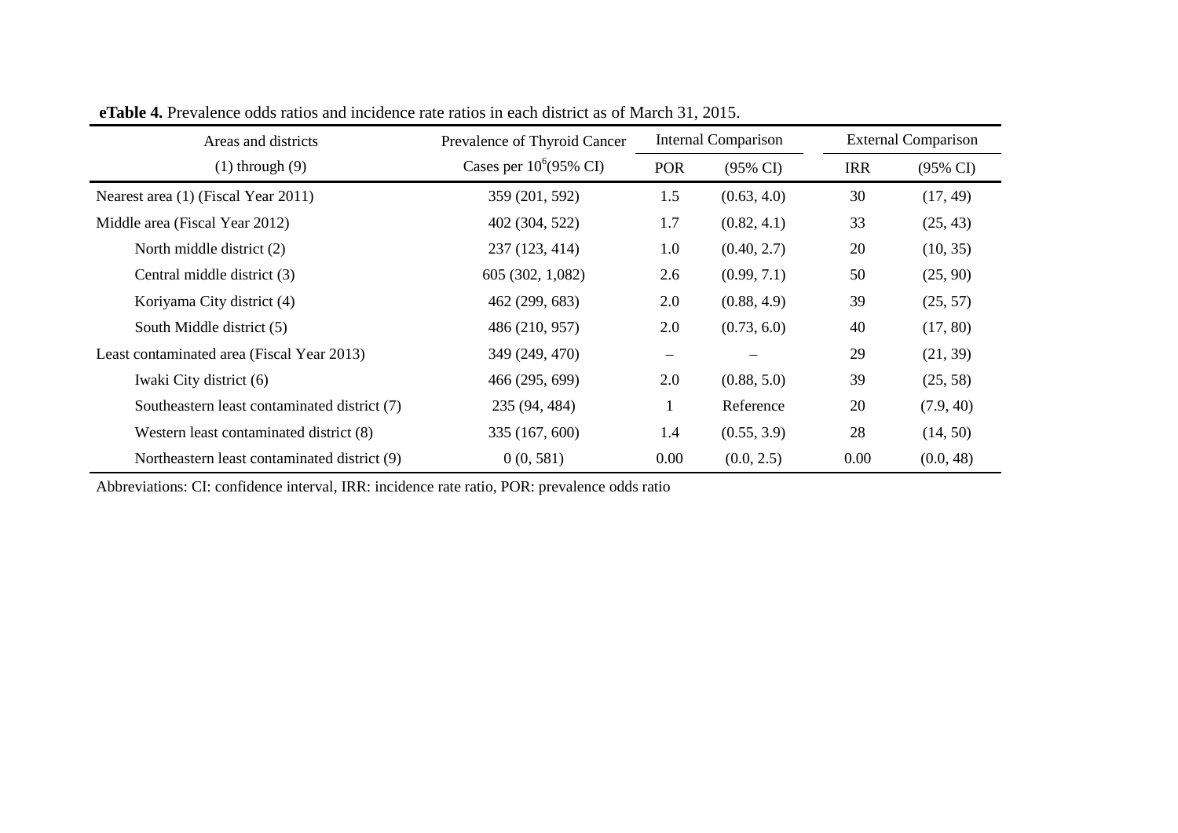**eTable 4.** Prevalence odds ratios and incidence rate ratios in each district as of March 31, 2015.

| Areas and districts | Prevalence of Thyroid Cancer | Internal Comparison | | External Comparison | |
|---|---|---|---|---|---|
| (1) through (9) | Cases per $10^6$(95% CI) | POR | (95% CI) | IRR | (95% CI) |
| Nearest area (1) (Fiscal Year 2011) | 359 (201, 592) | 1.5 | (0.63, 4.0) | 30 | (17, 49) |
| Middle area (Fiscal Year 2012) | 402 (304, 522) | 1.7 | (0.82, 4.1) | 33 | (25, 43) |
| North middle district (2) | 237 (123, 414) | 1.0 | (0.40, 2.7) | 20 | (10, 35) |
| Central middle district (3) | 605 (302, 1,082) | 2.6 | (0.99, 7.1) | 50 | (25, 90) |
| Koriyama City district (4) | 462 (299, 683) | 2.0 | (0.88, 4.9) | 39 | (25, 57) |
| South Middle district (5) | 486 (210, 957) | 2.0 | (0.73, 6.0) | 40 | (17, 80) |
| Least contaminated area (Fiscal Year 2013) | 349 (249, 470) | – | – | 29 | (21, 39) |
| Iwaki City district (6) | 466 (295, 699) | 2.0 | (0.88, 5.0) | 39 | (25, 58) |
| Southeastern least contaminated district (7) | 235 (94, 484) | 1 | Reference | 20 | (7.9, 40) |
| Western least contaminated district (8) | 335 (167, 600) | 1.4 | (0.55, 3.9) | 28 | (14, 50) |
| Northeastern least contaminated district (9) | 0 (0, 581) | 0.00 | (0.0, 2.5) | 0.00 | (0.0, 48) |

Abbreviations: CI: confidence interval, IRR: incidence rate ratio, POR: prevalence odds ratio